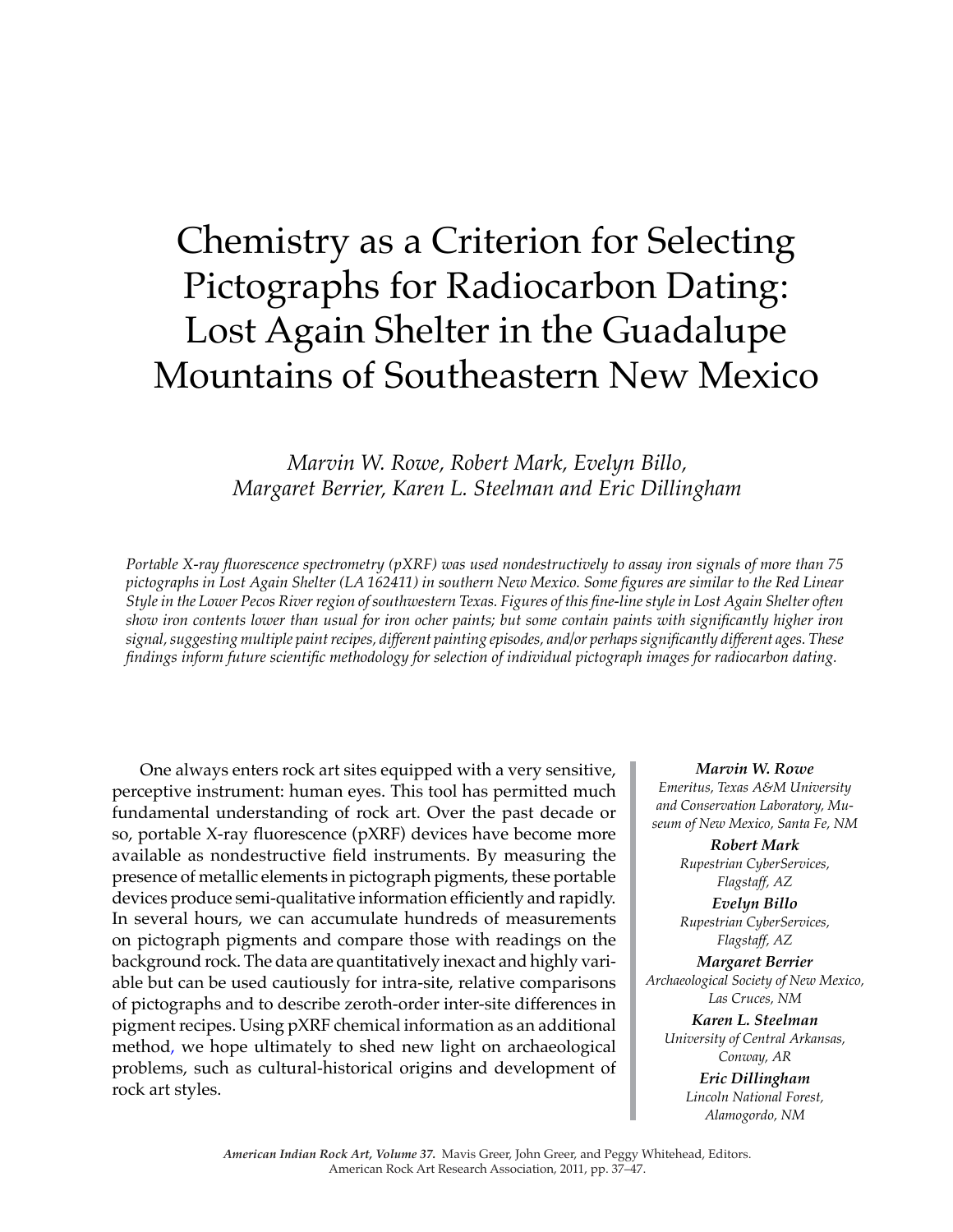# Chemistry as a Criterion for Selecting Pictographs for Radiocarbon Dating: Lost Again Shelter in the Guadalupe Mountains of Southeastern New Mexico

*Marvin W. Rowe, Robert Mark, Evelyn Billo, Margaret Berrier, Karen L. Steelman and Eric Dillingham*

*Portable X-ray fluorescence spectrometry (pXRF) was used nondestructively to assay iron signals of more than 75 pictographs in Lost Again Shelter (LA 162411) in southern New Mexico. Some figures are similar to the Red Linear Style in the Lower Pecos River region of southwestern Texas. Figures of this fine-line style in Lost Again Shelter often show iron contents lower than usual for iron ocher paints; but some contain paints with significantly higher iron signal, suggesting multiple paint recipes, different painting episodes, and/or perhaps significantly different ages. These findings inform future scientific methodology for selection of individual pictograph images for radiocarbon dating.*

One always enters rock art sites equipped with a very sensitive, perceptive instrument: human eyes. This tool has permitted much fundamental understanding of rock art. Over the past decade or so, portable X-ray fluorescence (pXRF) devices have become more available as nondestructive field instruments. By measuring the presence of metallic elements in pictograph pigments, these portable devices produce semi-qualitative information efficiently and rapidly. In several hours, we can accumulate hundreds of measurements on pictograph pigments and compare those with readings on the background rock. The data are quantitatively inexact and highly variable but can be used cautiously for intra-site, relative comparisons of pictographs and to describe zeroth-order inter-site differences in pigment recipes. Using pXRF chemical information as an additional method, we hope ultimately to shed new light on archaeological problems, such as cultural-historical origins and development of rock art styles.

***Marvin W. Rowe***
*Emeritus, Texas A&M University and Conservation Laboratory, Museum of New Mexico, Santa Fe, NM*

***Robert Mark***
*Rupestrian CyberServices, Flagstaff, AZ*

***Evelyn Billo***
*Rupestrian CyberServices, Flagstaff, AZ*

***Margaret Berrier***
*Archaeological Society of New Mexico, Las Cruces, NM*

***Karen L. Steelman***
*University of Central Arkansas, Conway, AR*

***Eric Dillingham***
*Lincoln National Forest, Alamogordo, NM*

***American Indian Rock Art, Volume 37.*** Mavis Greer, John Greer, and Peggy Whitehead, Editors. American Rock Art Research Association, 2011, pp. 37–47.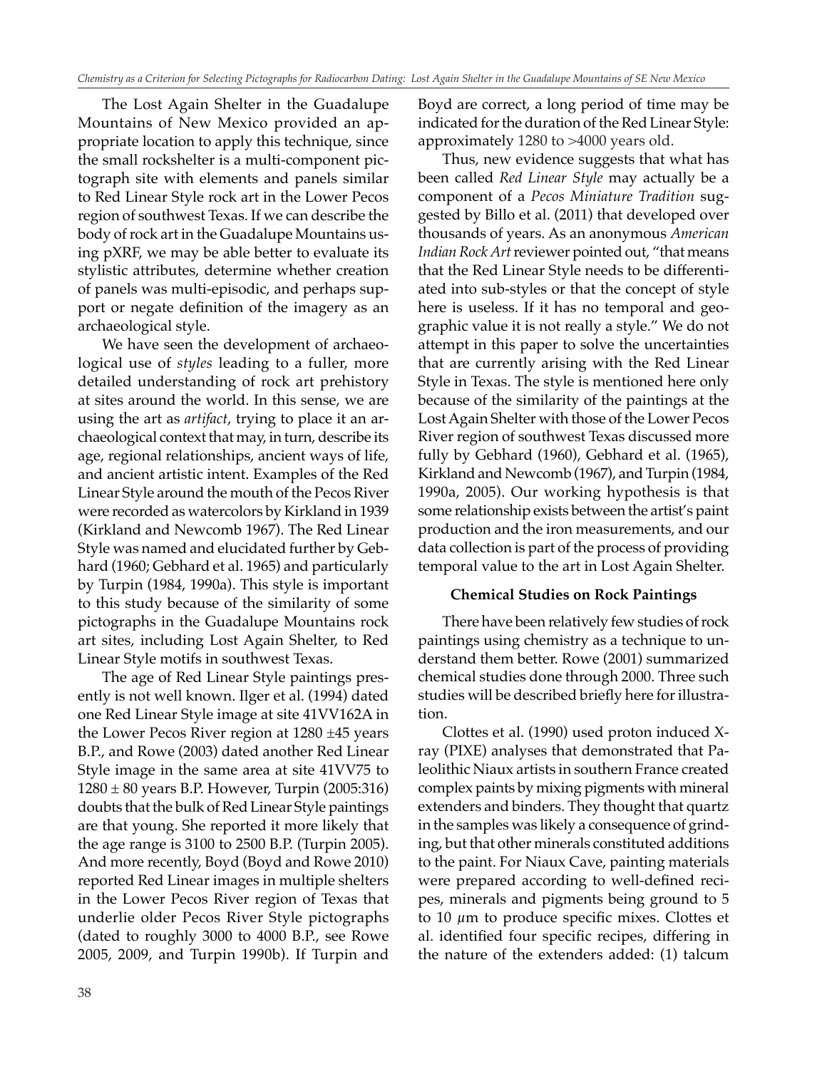The Lost Again Shelter in the Guadalupe Mountains of New Mexico provided an appropriate location to apply this technique, since the small rockshelter is a multi-component pictograph site with elements and panels similar to Red Linear Style rock art in the Lower Pecos region of southwest Texas. If we can describe the body of rock art in the Guadalupe Mountains using pXRF, we may be able better to evaluate its stylistic attributes, determine whether creation of panels was multi-episodic, and perhaps support or negate definition of the imagery as an archaeological style.

We have seen the development of archaeological use of *styles* leading to a fuller, more detailed understanding of rock art prehistory at sites around the world. In this sense, we are using the art as *artifact*, trying to place it an archaeological context that may, in turn, describe its age, regional relationships, ancient ways of life, and ancient artistic intent. Examples of the Red Linear Style around the mouth of the Pecos River were recorded as watercolors by Kirkland in 1939 (Kirkland and Newcomb 1967). The Red Linear Style was named and elucidated further by Gebhard (1960; Gebhard et al. 1965) and particularly by Turpin (1984, 1990a). This style is important to this study because of the similarity of some pictographs in the Guadalupe Mountains rock art sites, including Lost Again Shelter, to Red Linear Style motifs in southwest Texas.

The age of Red Linear Style paintings presently is not well known. Ilger et al. (1994) dated one Red Linear Style image at site 41VV162A in the Lower Pecos River region at 1280 ±45 years B.P., and Rowe (2003) dated another Red Linear Style image in the same area at site 41VV75 to 1280 ± 80 years B.P. However, Turpin (2005:316) doubts that the bulk of Red Linear Style paintings are that young. She reported it more likely that the age range is 3100 to 2500 B.P. (Turpin 2005). And more recently, Boyd (Boyd and Rowe 2010) reported Red Linear images in multiple shelters in the Lower Pecos River region of Texas that underlie older Pecos River Style pictographs (dated to roughly 3000 to 4000 B.P., see Rowe 2005, 2009, and Turpin 1990b). If Turpin and Boyd are correct, a long period of time may be indicated for the duration of the Red Linear Style: approximately 1280 to >4000 years old.

Thus, new evidence suggests that what has been called *Red Linear Style* may actually be a component of a *Pecos Miniature Tradition* suggested by Billo et al. (2011) that developed over thousands of years. As an anonymous *American Indian Rock Art* reviewer pointed out, "that means that the Red Linear Style needs to be differentiated into sub-styles or that the concept of style here is useless. If it has no temporal and geographic value it is not really a style." We do not attempt in this paper to solve the uncertainties that are currently arising with the Red Linear Style in Texas. The style is mentioned here only because of the similarity of the paintings at the Lost Again Shelter with those of the Lower Pecos River region of southwest Texas discussed more fully by Gebhard (1960), Gebhard et al. (1965), Kirkland and Newcomb (1967), and Turpin (1984, 1990a, 2005). Our working hypothesis is that some relationship exists between the artist's paint production and the iron measurements, and our data collection is part of the process of providing temporal value to the art in Lost Again Shelter.

### Chemical Studies on Rock Paintings

There have been relatively few studies of rock paintings using chemistry as a technique to understand them better. Rowe (2001) summarized chemical studies done through 2000. Three such studies will be described briefly here for illustration.

Clottes et al. (1990) used proton induced X-ray (PIXE) analyses that demonstrated that Paleolithic Niaux artists in southern France created complex paints by mixing pigments with mineral extenders and binders. They thought that quartz in the samples was likely a consequence of grinding, but that other minerals constituted additions to the paint. For Niaux Cave, painting materials were prepared according to well-defined recipes, minerals and pigments being ground to 5 to 10 $\mu$m to produce specific mixes. Clottes et al. identified four specific recipes, differing in the nature of the extenders added: (1) talcum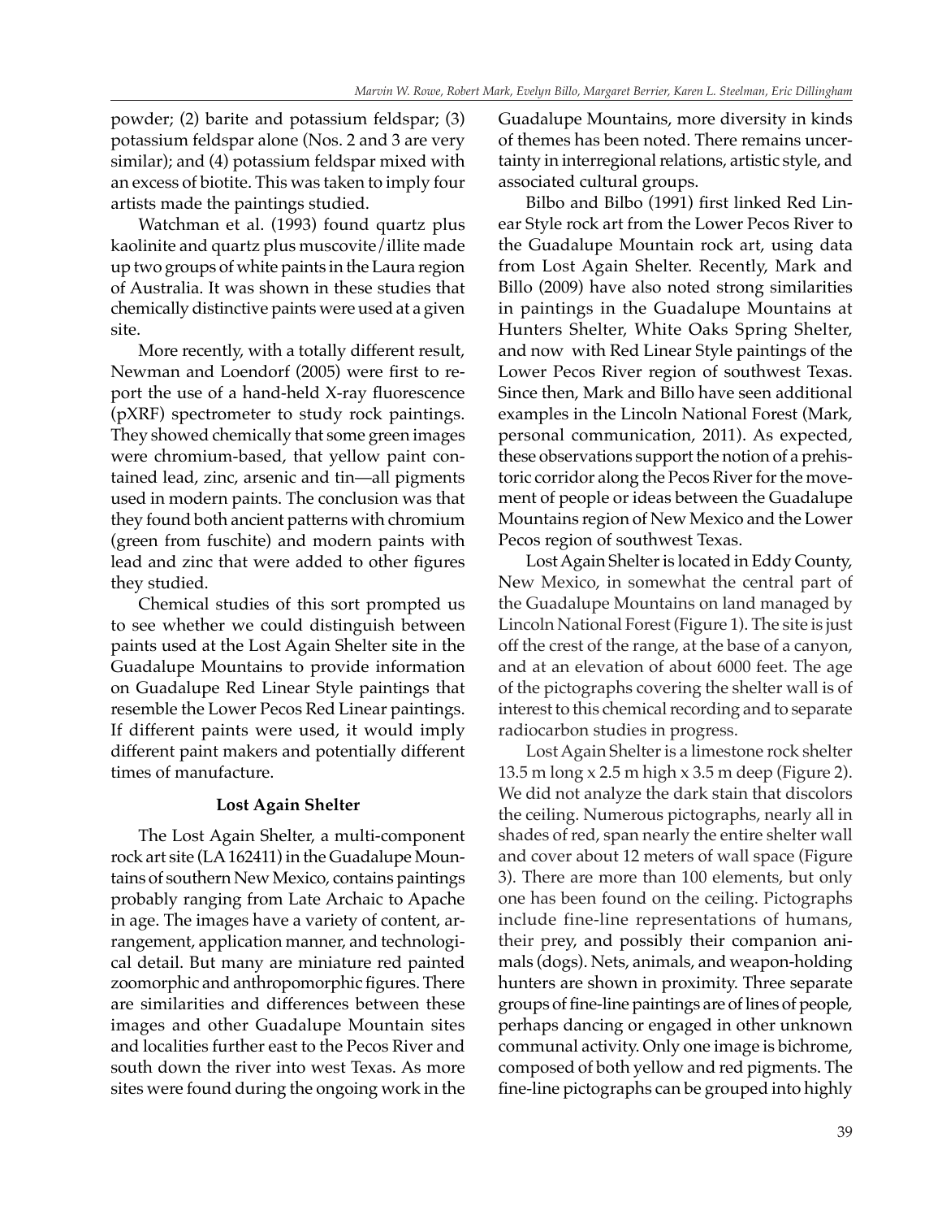powder; (2) barite and potassium feldspar; (3) potassium feldspar alone (Nos. 2 and 3 are very similar); and (4) potassium feldspar mixed with an excess of biotite. This was taken to imply four artists made the paintings studied.

Watchman et al. (1993) found quartz plus kaolinite and quartz plus muscovite/illite made up two groups of white paints in the Laura region of Australia. It was shown in these studies that chemically distinctive paints were used at a given site.

More recently, with a totally different result, Newman and Loendorf (2005) were first to report the use of a hand-held X-ray fluorescence (pXRF) spectrometer to study rock paintings. They showed chemically that some green images were chromium-based, that yellow paint contained lead, zinc, arsenic and tin—all pigments used in modern paints. The conclusion was that they found both ancient patterns with chromium (green from fuschite) and modern paints with lead and zinc that were added to other figures they studied.

Chemical studies of this sort prompted us to see whether we could distinguish between paints used at the Lost Again Shelter site in the Guadalupe Mountains to provide information on Guadalupe Red Linear Style paintings that resemble the Lower Pecos Red Linear paintings. If different paints were used, it would imply different paint makers and potentially different times of manufacture.

## Lost Again Shelter

The Lost Again Shelter, a multi-component rock art site (LA 162411) in the Guadalupe Mountains of southern New Mexico, contains paintings probably ranging from Late Archaic to Apache in age. The images have a variety of content, arrangement, application manner, and technological detail. But many are miniature red painted zoomorphic and anthropomorphic figures. There are similarities and differences between these images and other Guadalupe Mountain sites and localities further east to the Pecos River and south down the river into west Texas. As more sites were found during the ongoing work in the Guadalupe Mountains, more diversity in kinds of themes has been noted. There remains uncertainty in interregional relations, artistic style, and associated cultural groups.

Bilbo and Bilbo (1991) first linked Red Linear Style rock art from the Lower Pecos River to the Guadalupe Mountain rock art, using data from Lost Again Shelter. Recently, Mark and Billo (2009) have also noted strong similarities in paintings in the Guadalupe Mountains at Hunters Shelter, White Oaks Spring Shelter, and now with Red Linear Style paintings of the Lower Pecos River region of southwest Texas. Since then, Mark and Billo have seen additional examples in the Lincoln National Forest (Mark, personal communication, 2011). As expected, these observations support the notion of a prehistoric corridor along the Pecos River for the movement of people or ideas between the Guadalupe Mountains region of New Mexico and the Lower Pecos region of southwest Texas.

Lost Again Shelter is located in Eddy County, New Mexico, in somewhat the central part of the Guadalupe Mountains on land managed by Lincoln National Forest (Figure 1). The site is just off the crest of the range, at the base of a canyon, and at an elevation of about 6000 feet. The age of the pictographs covering the shelter wall is of interest to this chemical recording and to separate radiocarbon studies in progress.

Lost Again Shelter is a limestone rock shelter 13.5 m long x 2.5 m high x 3.5 m deep (Figure 2). We did not analyze the dark stain that discolors the ceiling. Numerous pictographs, nearly all in shades of red, span nearly the entire shelter wall and cover about 12 meters of wall space (Figure 3). There are more than 100 elements, but only one has been found on the ceiling. Pictographs include fine-line representations of humans, their prey, and possibly their companion animals (dogs). Nets, animals, and weapon-holding hunters are shown in proximity. Three separate groups of fine-line paintings are of lines of people, perhaps dancing or engaged in other unknown communal activity. Only one image is bichrome, composed of both yellow and red pigments. The fine-line pictographs can be grouped into highly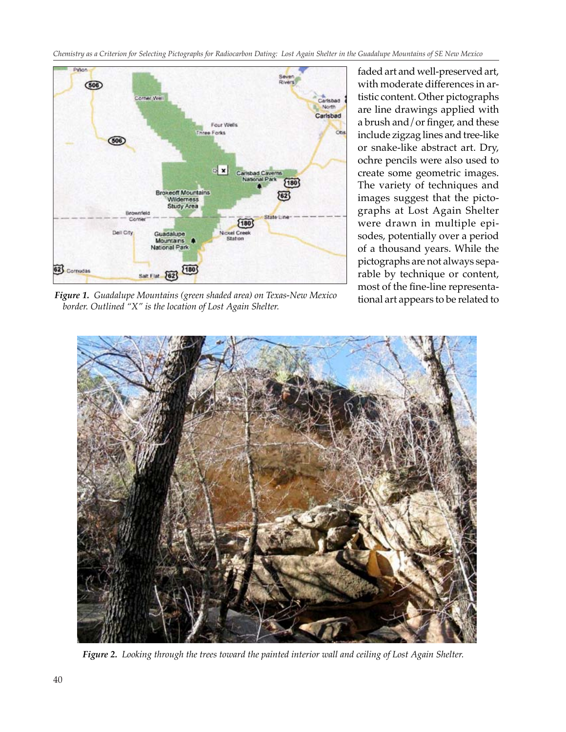faded art and well-preserved art, with moderate differences in artistic content. Other pictographs are line drawings applied with a brush and/or finger, and these include zigzag lines and tree-like or snake-like abstract art. Dry, ochre pencils were also used to create some geometric images. The variety of techniques and images suggest that the pictographs at Lost Again Shelter were drawn in multiple episodes, potentially over a period of a thousand years. While the pictographs are not always separable by technique or content, most of the fine-line representational art appears to be related to

*Figure 1. Guadalupe Mountains (green shaded area) on Texas-New Mexico border. Outlined "X" is the location of Lost Again Shelter.*

*Figure 2. Looking through the trees toward the painted interior wall and ceiling of Lost Again Shelter.*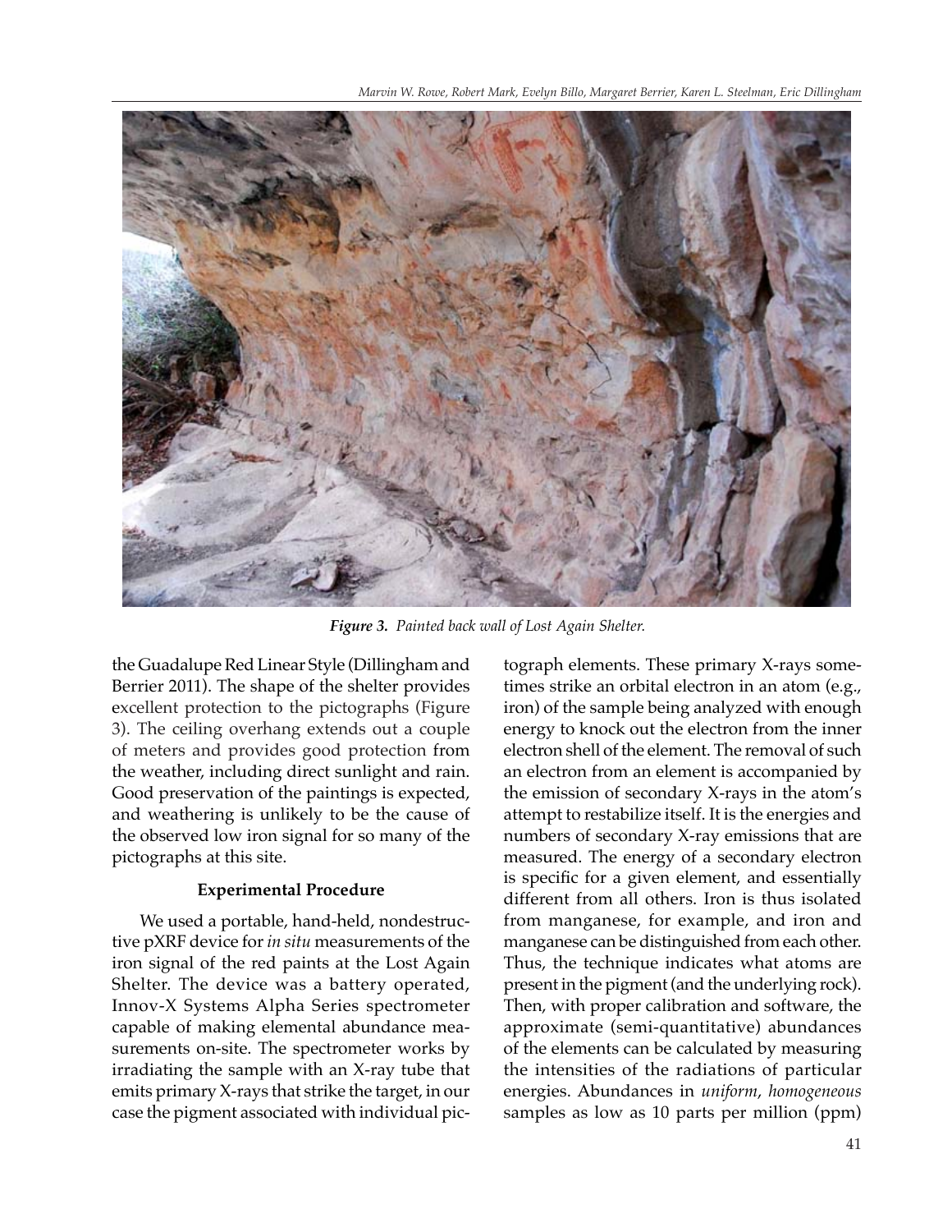*Figure 3. Painted back wall of Lost Again Shelter.*

the Guadalupe Red Linear Style (Dillingham and Berrier 2011). The shape of the shelter provides excellent protection to the pictographs (Figure 3). The ceiling overhang extends out a couple of meters and provides good protection from the weather, including direct sunlight and rain. Good preservation of the paintings is expected, and weathering is unlikely to be the cause of the observed low iron signal for so many of the pictographs at this site.

## Experimental Procedure

We used a portable, hand-held, nondestructive pXRF device for *in situ* measurements of the iron signal of the red paints at the Lost Again Shelter. The device was a battery operated, Innov-X Systems Alpha Series spectrometer capable of making elemental abundance measurements on-site. The spectrometer works by irradiating the sample with an X-ray tube that emits primary X-rays that strike the target, in our case the pigment associated with individual pictograph elements. These primary X-rays sometimes strike an orbital electron in an atom (e.g., iron) of the sample being analyzed with enough energy to knock out the electron from the inner electron shell of the element. The removal of such an electron from an element is accompanied by the emission of secondary X-rays in the atom's attempt to restabilize itself. It is the energies and numbers of secondary X-ray emissions that are measured. The energy of a secondary electron is specific for a given element, and essentially different from all others. Iron is thus isolated from manganese, for example, and iron and manganese can be distinguished from each other. Thus, the technique indicates what atoms are present in the pigment (and the underlying rock). Then, with proper calibration and software, the approximate (semi-quantitative) abundances of the elements can be calculated by measuring the intensities of the radiations of particular energies. Abundances in *uniform*, *homogeneous* samples as low as 10 parts per million (ppm)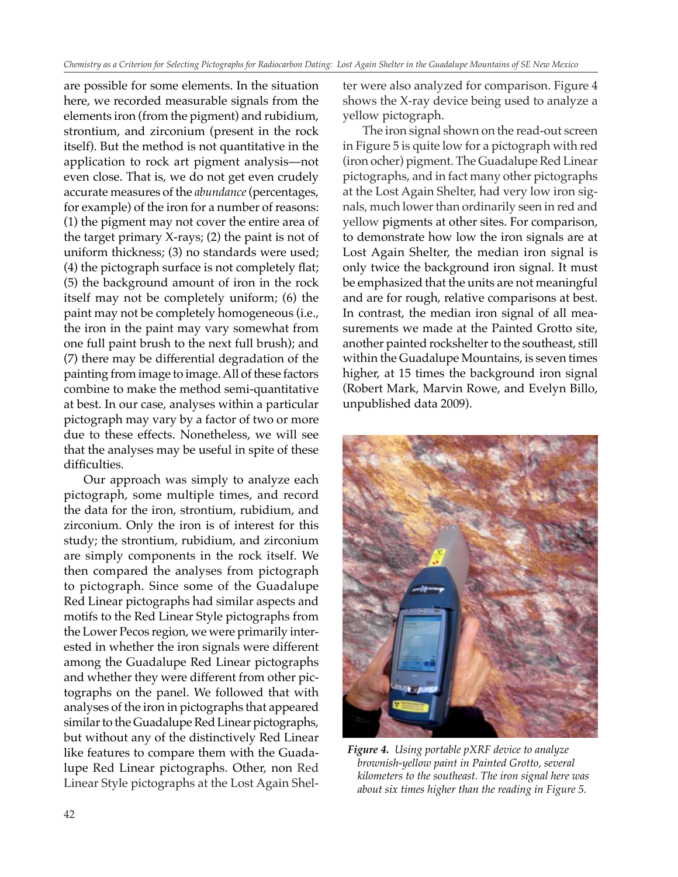are possible for some elements. In the situation here, we recorded measurable signals from the elements iron (from the pigment) and rubidium, strontium, and zirconium (present in the rock itself). But the method is not quantitative in the application to rock art pigment analysis—not even close. That is, we do not get even crudely accurate measures of the *abundance* (percentages, for example) of the iron for a number of reasons: (1) the pigment may not cover the entire area of the target primary X-rays; (2) the paint is not of uniform thickness; (3) no standards were used; (4) the pictograph surface is not completely flat; (5) the background amount of iron in the rock itself may not be completely uniform; (6) the paint may not be completely homogeneous (i.e., the iron in the paint may vary somewhat from one full paint brush to the next full brush); and (7) there may be differential degradation of the painting from image to image. All of these factors combine to make the method semi-quantitative at best. In our case, analyses within a particular pictograph may vary by a factor of two or more due to these effects. Nonetheless, we will see that the analyses may be useful in spite of these difficulties.

Our approach was simply to analyze each pictograph, some multiple times, and record the data for the iron, strontium, rubidium, and zirconium. Only the iron is of interest for this study; the strontium, rubidium, and zirconium are simply components in the rock itself. We then compared the analyses from pictograph to pictograph. Since some of the Guadalupe Red Linear pictographs had similar aspects and motifs to the Red Linear Style pictographs from the Lower Pecos region, we were primarily interested in whether the iron signals were different among the Guadalupe Red Linear pictographs and whether they were different from other pictographs on the panel. We followed that with analyses of the iron in pictographs that appeared similar to the Guadalupe Red Linear pictographs, but without any of the distinctively Red Linear like features to compare them with the Guadalupe Red Linear pictographs. Other, non Red Linear Style pictographs at the Lost Again Shelter were also analyzed for comparison. Figure 4 shows the X-ray device being used to analyze a yellow pictograph.

The iron signal shown on the read-out screen in Figure 5 is quite low for a pictograph with red (iron ocher) pigment. The Guadalupe Red Linear pictographs, and in fact many other pictographs at the Lost Again Shelter, had very low iron signals, much lower than ordinarily seen in red and yellow pigments at other sites. For comparison, to demonstrate how low the iron signals are at Lost Again Shelter, the median iron signal is only twice the background iron signal. It must be emphasized that the units are not meaningful and are for rough, relative comparisons at best. In contrast, the median iron signal of all measurements we made at the Painted Grotto site, another painted rockshelter to the southeast, still within the Guadalupe Mountains, is seven times higher, at 15 times the background iron signal (Robert Mark, Marvin Rowe, and Evelyn Billo, unpublished data 2009).

***Figure 4.*** *Using portable pXRF device to analyze brownish-yellow paint in Painted Grotto, several kilometers to the southeast. The iron signal here was about six times higher than the reading in Figure 5.*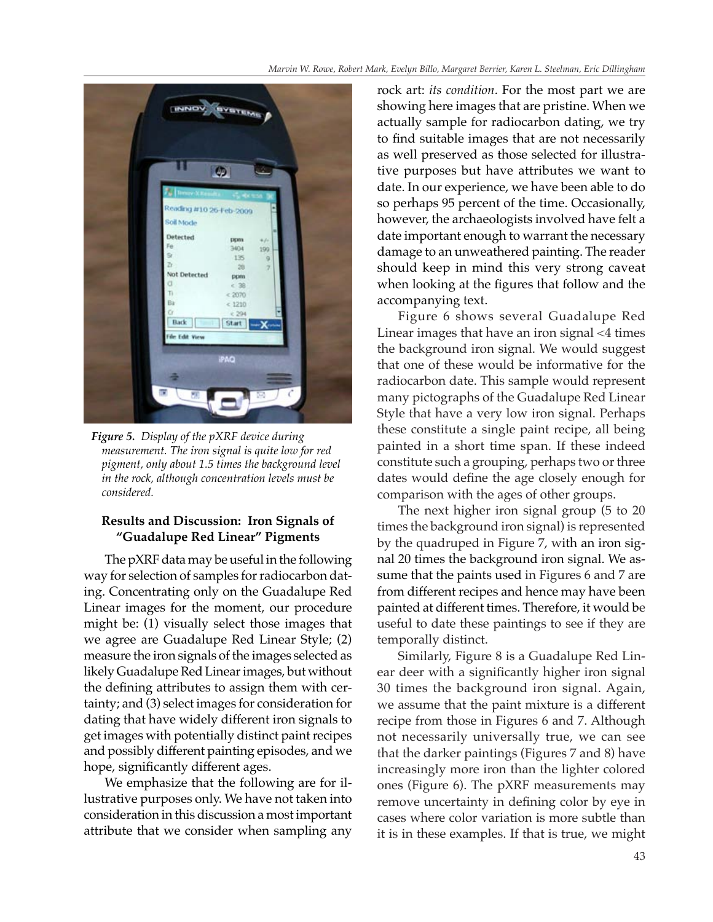*Figure 5. Display of the pXRF device during measurement. The iron signal is quite low for red pigment, only about 1.5 times the background level in the rock, although concentration levels must be considered.*

### Results and Discussion: Iron Signals of "Guadalupe Red Linear" Pigments

The pXRF data may be useful in the following way for selection of samples for radiocarbon dating. Concentrating only on the Guadalupe Red Linear images for the moment, our procedure might be: (1) visually select those images that we agree are Guadalupe Red Linear Style; (2) measure the iron signals of the images selected as likely Guadalupe Red Linear images, but without the defining attributes to assign them with certainty; and (3) select images for consideration for dating that have widely different iron signals to get images with potentially distinct paint recipes and possibly different painting episodes, and we hope, significantly different ages.

We emphasize that the following are for illustrative purposes only. We have not taken into consideration in this discussion a most important attribute that we consider when sampling any rock art: *its condition*. For the most part we are showing here images that are pristine. When we actually sample for radiocarbon dating, we try to find suitable images that are not necessarily as well preserved as those selected for illustrative purposes but have attributes we want to date. In our experience, we have been able to do so perhaps 95 percent of the time. Occasionally, however, the archaeologists involved have felt a date important enough to warrant the necessary damage to an unweathered painting. The reader should keep in mind this very strong caveat when looking at the figures that follow and the accompanying text.

Figure 6 shows several Guadalupe Red Linear images that have an iron signal <4 times the background iron signal. We would suggest that one of these would be informative for the radiocarbon date. This sample would represent many pictographs of the Guadalupe Red Linear Style that have a very low iron signal. Perhaps these constitute a single paint recipe, all being painted in a short time span. If these indeed constitute such a grouping, perhaps two or three dates would define the age closely enough for comparison with the ages of other groups.

The next higher iron signal group (5 to 20 times the background iron signal) is represented by the quadruped in Figure 7, with an iron signal 20 times the background iron signal. We assume that the paints used in Figures 6 and 7 are from different recipes and hence may have been painted at different times. Therefore, it would be useful to date these paintings to see if they are temporally distinct.

Similarly, Figure 8 is a Guadalupe Red Linear deer with a significantly higher iron signal 30 times the background iron signal. Again, we assume that the paint mixture is a different recipe from those in Figures 6 and 7. Although not necessarily universally true, we can see that the darker paintings (Figures 7 and 8) have increasingly more iron than the lighter colored ones (Figure 6). The pXRF measurements may remove uncertainty in defining color by eye in cases where color variation is more subtle than it is in these examples. If that is true, we might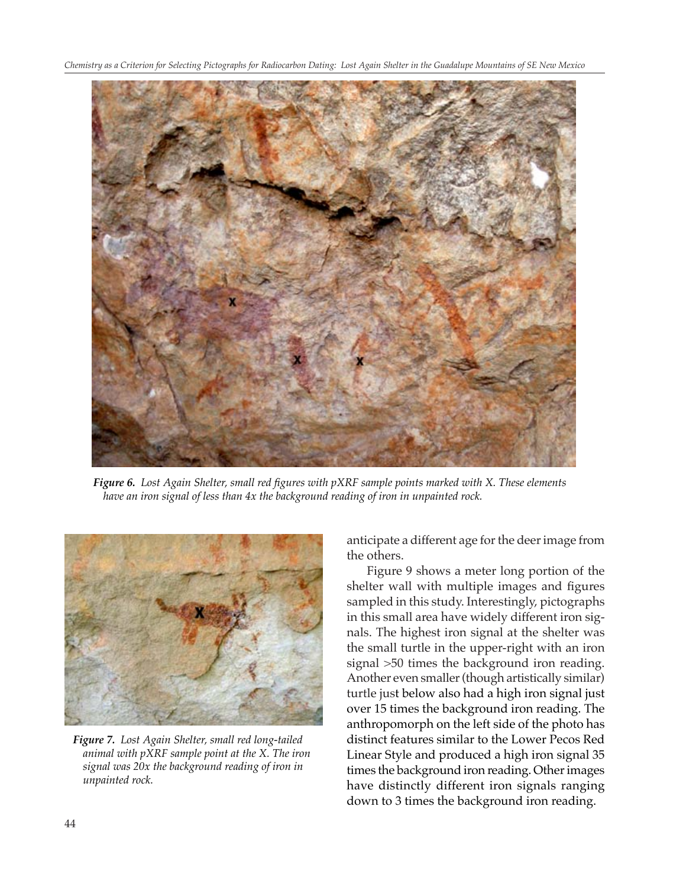*Figure 6. Lost Again Shelter, small red figures with pXRF sample points marked with X. These elements have an iron signal of less than 4x the background reading of iron in unpainted rock.*

*Figure 7. Lost Again Shelter, small red long-tailed animal with pXRF sample point at the X. The iron signal was 20x the background reading of iron in unpainted rock.*

anticipate a different age for the deer image from the others.

Figure 9 shows a meter long portion of the shelter wall with multiple images and figures sampled in this study. Interestingly, pictographs in this small area have widely different iron signals. The highest iron signal at the shelter was the small turtle in the upper-right with an iron signal >50 times the background iron reading. Another even smaller (though artistically similar) turtle just below also had a high iron signal just over 15 times the background iron reading. The anthropomorph on the left side of the photo has distinct features similar to the Lower Pecos Red Linear Style and produced a high iron signal 35 times the background iron reading. Other images have distinctly different iron signals ranging down to 3 times the background iron reading.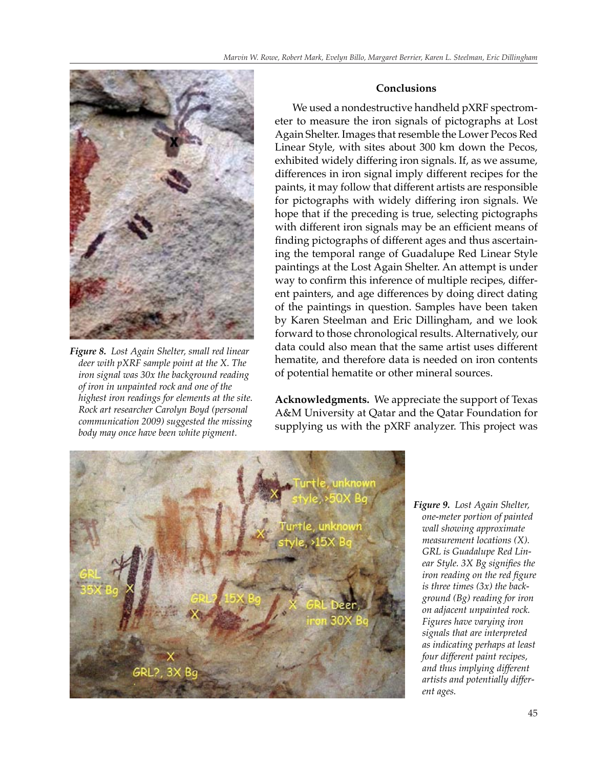*Figure 8. Lost Again Shelter, small red linear deer with pXRF sample point at the X. The iron signal was 30x the background reading of iron in unpainted rock and one of the highest iron readings for elements at the site. Rock art researcher Carolyn Boyd (personal communication 2009) suggested the missing body may once have been white pigment.*

## Conclusions

We used a nondestructive handheld pXRF spectrometer to measure the iron signals of pictographs at Lost Again Shelter. Images that resemble the Lower Pecos Red Linear Style, with sites about 300 km down the Pecos, exhibited widely differing iron signals. If, as we assume, differences in iron signal imply different recipes for the paints, it may follow that different artists are responsible for pictographs with widely differing iron signals. We hope that if the preceding is true, selecting pictographs with different iron signals may be an efficient means of finding pictographs of different ages and thus ascertaining the temporal range of Guadalupe Red Linear Style paintings at the Lost Again Shelter. An attempt is under way to confirm this inference of multiple recipes, different painters, and age differences by doing direct dating of the paintings in question. Samples have been taken by Karen Steelman and Eric Dillingham, and we look forward to those chronological results. Alternatively, our data could also mean that the same artist uses different hematite, and therefore data is needed on iron contents of potential hematite or other mineral sources.

**Acknowledgments.** We appreciate the support of Texas A&M University at Qatar and the Qatar Foundation for supplying us with the pXRF analyzer. This project was

*Figure 9. Lost Again Shelter, one-meter portion of painted wall showing approximate measurement locations (X). GRL is Guadalupe Red Linear Style. 3X Bg signifies the iron reading on the red figure is three times (3x) the background (Bg) reading for iron on adjacent unpainted rock. Figures have varying iron signals that are interpreted as indicating perhaps at least four different paint recipes, and thus implying different artists and potentially different ages.*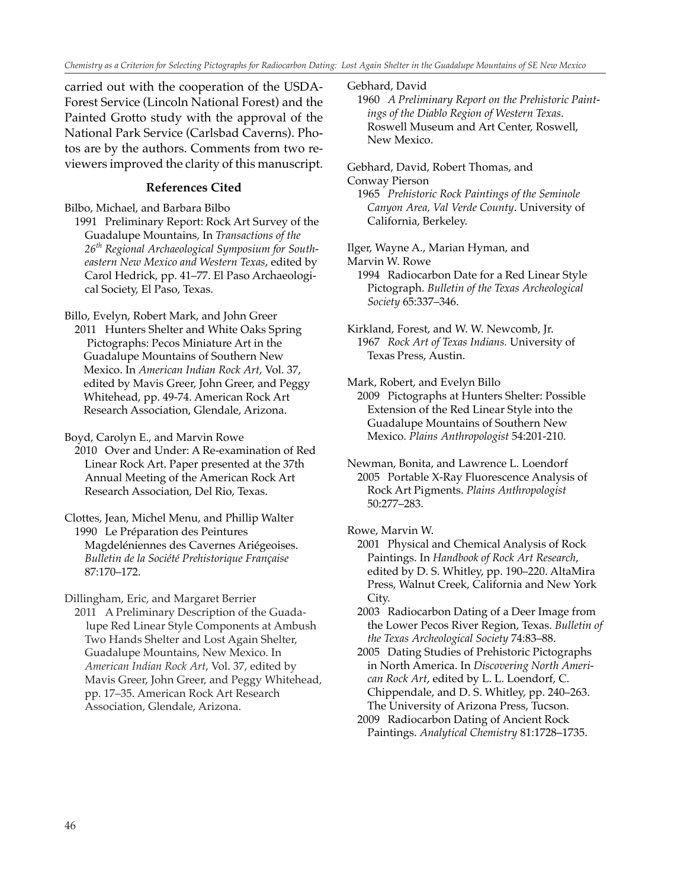carried out with the cooperation of the USDA-Forest Service (Lincoln National Forest) and the Painted Grotto study with the approval of the National Park Service (Carlsbad Caverns). Photos are by the authors. Comments from two reviewers improved the clarity of this manuscript.

### References Cited

Bilbo, Michael, and Barbara Bilbo
1991 Preliminary Report: Rock Art Survey of the Guadalupe Mountains, In *Transactions of the 26th Regional Archaeological Symposium for Southeastern New Mexico and Western Texas*, edited by Carol Hedrick, pp. 41–77. El Paso Archaeological Society, El Paso, Texas.

Billo, Evelyn, Robert Mark, and John Greer
2011 Hunters Shelter and White Oaks Spring Pictographs: Pecos Miniature Art in the Guadalupe Mountains of Southern New Mexico. In *American Indian Rock Art*, Vol. 37, edited by Mavis Greer, John Greer, and Peggy Whitehead, pp. 49-74. American Rock Art Research Association, Glendale, Arizona.

Boyd, Carolyn E., and Marvin Rowe
2010 Over and Under: A Re-examination of Red Linear Rock Art. Paper presented at the 37th Annual Meeting of the American Rock Art Research Association, Del Rio, Texas.

Clottes, Jean, Michel Menu, and Phillip Walter
1990 Le Préparation des Peintures Magdeléniennes des Cavernes Ariégeoises. *Bulletin de la Société Prehistorique Française* 87:170–172.

Dillingham, Eric, and Margaret Berrier
2011 A Preliminary Description of the Guadalupe Red Linear Style Components at Ambush Two Hands Shelter and Lost Again Shelter, Guadalupe Mountains, New Mexico. In *American Indian Rock Art*, Vol. 37, edited by Mavis Greer, John Greer, and Peggy Whitehead, pp. 17–35. American Rock Art Research Association, Glendale, Arizona.

Gebhard, David
1960 *A Preliminary Report on the Prehistoric Paintings of the Diablo Region of Western Texas*. Roswell Museum and Art Center, Roswell, New Mexico.

Gebhard, David, Robert Thomas, and Conway Pierson
1965 *Prehistoric Rock Paintings of the Seminole Canyon Area, Val Verde County*. University of California, Berkeley.

Ilger, Wayne A., Marian Hyman, and Marvin W. Rowe
1994 Radiocarbon Date for a Red Linear Style Pictograph. *Bulletin of the Texas Archeological Society* 65:337–346.

Kirkland, Forest, and W. W. Newcomb, Jr.
1967 *Rock Art of Texas Indians.* University of Texas Press, Austin.

Mark, Robert, and Evelyn Billo
2009 Pictographs at Hunters Shelter: Possible Extension of the Red Linear Style into the Guadalupe Mountains of Southern New Mexico. *Plains Anthropologist* 54:201-210.

Newman, Bonita, and Lawrence L. Loendorf
2005 Portable X-Ray Fluorescence Analysis of Rock Art Pigments. *Plains Anthropologist* 50:277–283.

Rowe, Marvin W.
2001 Physical and Chemical Analysis of Rock Paintings. In *Handbook of Rock Art Research*, edited by D. S. Whitley, pp. 190–220. AltaMira Press, Walnut Creek, California and New York City.
2003 Radiocarbon Dating of a Deer Image from the Lower Pecos River Region, Texas. *Bulletin of the Texas Archeological Society* 74:83–88.
2005 Dating Studies of Prehistoric Pictographs in North America. In *Discovering North American Rock Art*, edited by L. L. Loendorf, C. Chippendale, and D. S. Whitley, pp. 240–263. The University of Arizona Press, Tucson.
2009 Radiocarbon Dating of Ancient Rock Paintings. *Analytical Chemistry* 81:1728–1735.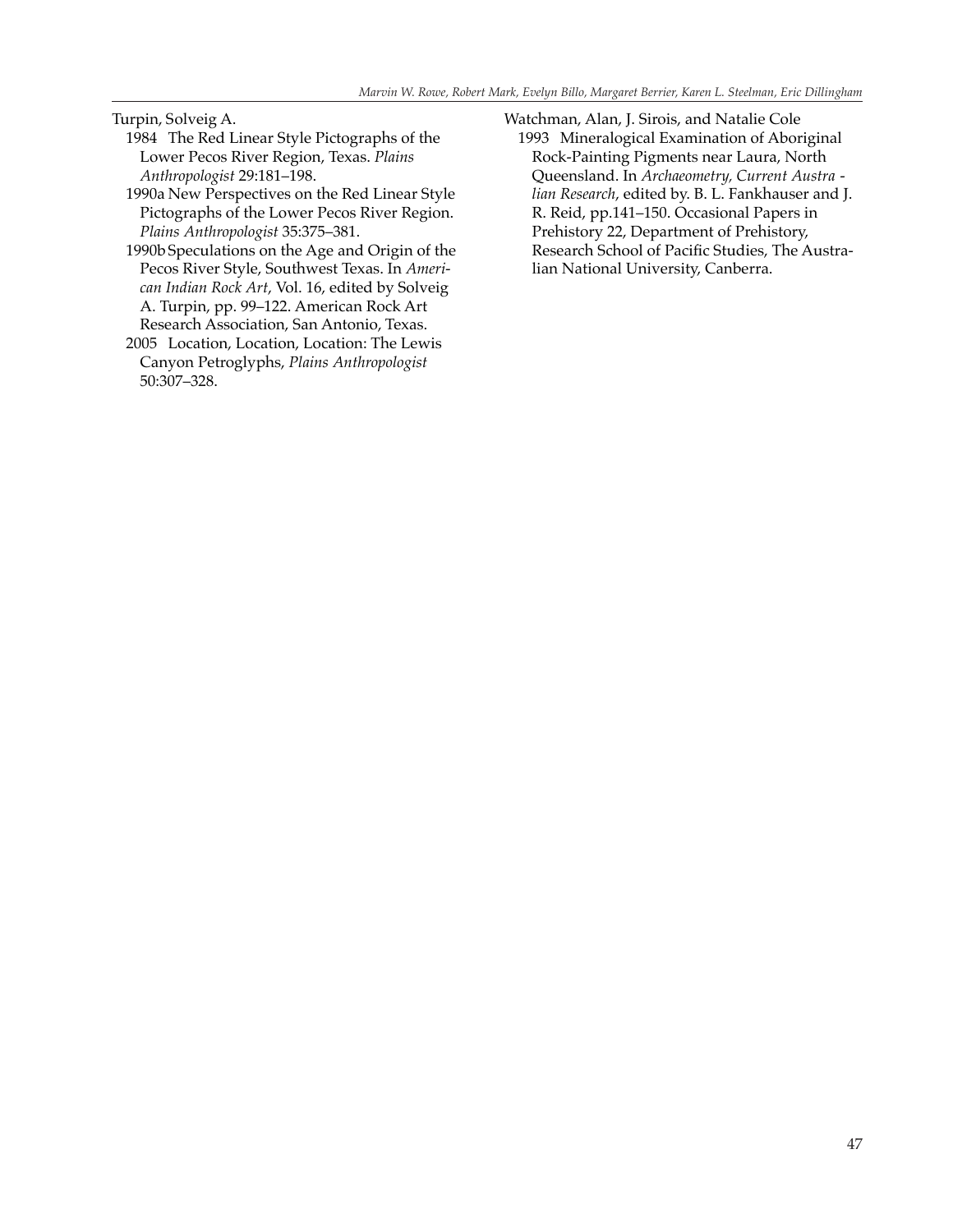Turpin, Solveig A.

1984 The Red Linear Style Pictographs of the Lower Pecos River Region, Texas. *Plains Anthropologist* 29:181–198.

1990a New Perspectives on the Red Linear Style Pictographs of the Lower Pecos River Region. *Plains Anthropologist* 35:375–381.

1990b Speculations on the Age and Origin of the Pecos River Style, Southwest Texas. In *American Indian Rock Art*, Vol. 16, edited by Solveig A. Turpin, pp. 99–122. American Rock Art Research Association, San Antonio, Texas.

2005 Location, Location, Location: The Lewis Canyon Petroglyphs, *Plains Anthropologist* 50:307–328.

Watchman, Alan, J. Sirois, and Natalie Cole

1993 Mineralogical Examination of Aboriginal Rock-Painting Pigments near Laura, North Queensland. In *Archaeometry, Current Australian Research*, edited by. B. L. Fankhauser and J. R. Reid, pp.141–150. Occasional Papers in Prehistory 22, Department of Prehistory, Research School of Pacific Studies, The Australian National University, Canberra.